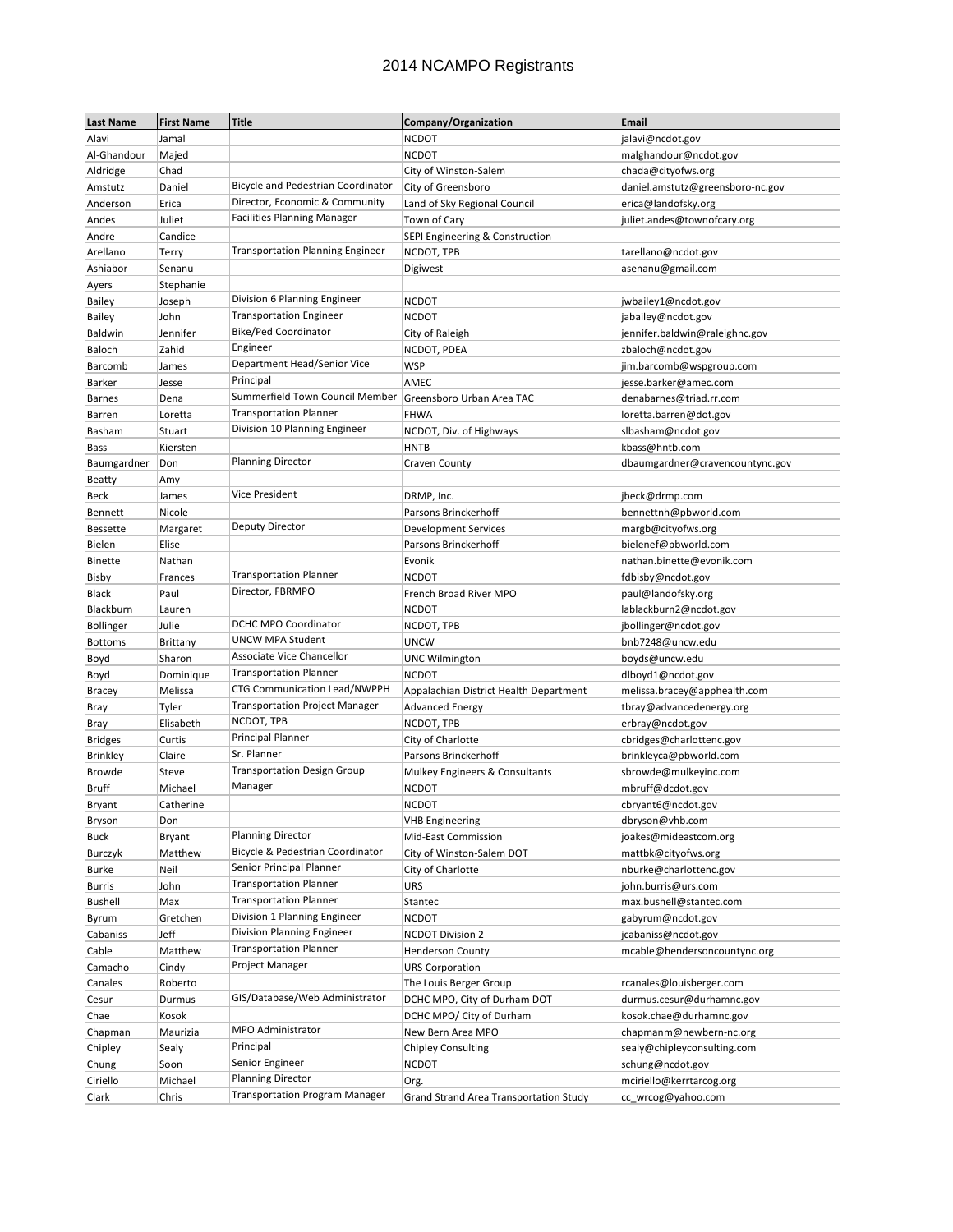# 2014 NCAMPO Registrants

| Last Name | First Name | Title | Company/Organization | Email |
|---|---|---|---|---|
| Alavi | Jamal | | NCDOT | jalavi@ncdot.gov |
| Al-Ghandour | Majed | | NCDOT | malghandour@ncdot.gov |
| Aldridge | Chad | | City of Winston-Salem | chada@cityofws.org |
| Amstutz | Daniel | Bicycle and Pedestrian Coordinator | City of Greensboro | daniel.amstutz@greensboro-nc.gov |
| Anderson | Erica | Director, Economic & Community | Land of Sky Regional Council | erica@landofsky.org |
| Andes | Juliet | Facilities Planning Manager | Town of Cary | juliet.andes@townofcary.org |
| Andre | Candice | | SEPI Engineering & Construction | |
| Arellano | Terry | Transportation Planning Engineer | NCDOT, TPB | tarellano@ncdot.gov |
| Ashiabor | Senanu | | Digiwest | asenanu@gmail.com |
| Ayers | Stephanie | | | |
| Bailey | Joseph | Division 6 Planning Engineer | NCDOT | jwbailey1@ncdot.gov |
| Bailey | John | Transportation Engineer | NCDOT | jabailey@ncdot.gov |
| Baldwin | Jennifer | Bike/Ped Coordinator | City of Raleigh | jennifer.baldwin@raleighnc.gov |
| Baloch | Zahid | Engineer | NCDOT, PDEA | zbaloch@ncdot.gov |
| Barcomb | James | Department Head/Senior Vice | WSP | jim.barcomb@wspgroup.com |
| Barker | Jesse | Principal | AMEC | jesse.barker@amec.com |
| Barnes | Dena | Summerfield Town Council Member | Greensboro Urban Area TAC | denabarnes@triad.rr.com |
| Barren | Loretta | Transportation Planner | FHWA | loretta.barren@dot.gov |
| Basham | Stuart | Division 10 Planning Engineer | NCDOT, Div. of Highways | slbasham@ncdot.gov |
| Bass | Kiersten | | HNTB | kbass@hntb.com |
| Baumgardner | Don | Planning Director | Craven County | dbaumgardner@cravencountync.gov |
| Beatty | Amy | | | |
| Beck | James | Vice President | DRMP, Inc. | jbeck@drmp.com |
| Bennett | Nicole | | Parsons Brinckerhoff | bennettnh@pbworld.com |
| Bessette | Margaret | Deputy Director | Development Services | margb@cityofws.org |
| Bielen | Elise | | Parsons Brinckerhoff | bielenef@pbworld.com |
| Binette | Nathan | | Evonik | nathan.binette@evonik.com |
| Bisby | Frances | Transportation Planner | NCDOT | fdbisby@ncdot.gov |
| Black | Paul | Director, FBRMPO | French Broad River MPO | paul@landofsky.org |
| Blackburn | Lauren | | NCDOT | lablackburn2@ncdot.gov |
| Bollinger | Julie | DCHC MPO Coordinator | NCDOT, TPB | jbollinger@ncdot.gov |
| Bottoms | Brittany | UNCW MPA Student | UNCW | bnb7248@uncw.edu |
| Boyd | Sharon | Associate Vice Chancellor | UNC Wilmington | boyds@uncw.edu |
| Boyd | Dominique | Transportation Planner | NCDOT | dlboyd1@ncdot.gov |
| Bracey | Melissa | CTG Communication Lead/NWPPH | Appalachian District Health Department | melissa.bracey@apphealth.com |
| Bray | Tyler | Transportation Project Manager | Advanced Energy | tbray@advancedenergy.org |
| Bray | Elisabeth | NCDOT, TPB | NCDOT, TPB | erbray@ncdot.gov |
| Bridges | Curtis | Principal Planner | City of Charlotte | cbridges@charlottenc.gov |
| Brinkley | Claire | Sr. Planner | Parsons Brinckerhoff | brinkleyca@pbworld.com |
| Browde | Steve | Transportation Design Group | Mulkey Engineers & Consultants | sbrowde@mulkeyinc.com |
| Bruff | Michael | Manager | NCDOT | mbruff@dcdot.gov |
| Bryant | Catherine | | NCDOT | cbryant6@ncdot.gov |
| Bryson | Don | | VHB Engineering | dbryson@vhb.com |
| Buck | Bryant | Planning Director | Mid-East Commission | joakes@mideastcom.org |
| Burczyk | Matthew | Bicycle & Pedestrian Coordinator | City of Winston-Salem DOT | mattbk@cityofws.org |
| Burke | Neil | Senior Principal Planner | City of Charlotte | nburke@charlottenc.gov |
| Burris | John | Transportation Planner | URS | john.burris@urs.com |
| Bushell | Max | Transportation Planner | Stantec | max.bushell@stantec.com |
| Byrum | Gretchen | Division 1 Planning Engineer | NCDOT | gabyrum@ncdot.gov |
| Cabaniss | Jeff | Division Planning Engineer | NCDOT Division 2 | jcabaniss@ncdot.gov |
| Cable | Matthew | Transportation Planner | Henderson County | mcable@hendersoncountync.org |
| Camacho | Cindy | Project Manager | URS Corporation | |
| Canales | Roberto | | The Louis Berger Group | rcanales@louisberger.com |
| Cesur | Durmus | GIS/Database/Web Administrator | DCHC MPO, City of Durham DOT | durmus.cesur@durhamnc.gov |
| Chae | Kosok | | DCHC MPO/ City of Durham | kosok.chae@durhamnc.gov |
| Chapman | Maurizia | MPO Administrator | New Bern Area MPO | chapmanm@newbern-nc.org |
| Chipley | Sealy | Principal | Chipley Consulting | sealy@chipleyconsulting.com |
| Chung | Soon | Senior Engineer | NCDOT | schung@ncdot.gov |
| Ciriello | Michael | Planning Director | Org. | mciriello@kerrtarcog.org |
| Clark | Chris | Transportation Program Manager | Grand Strand Area Transportation Study | cc_wrcog@yahoo.com |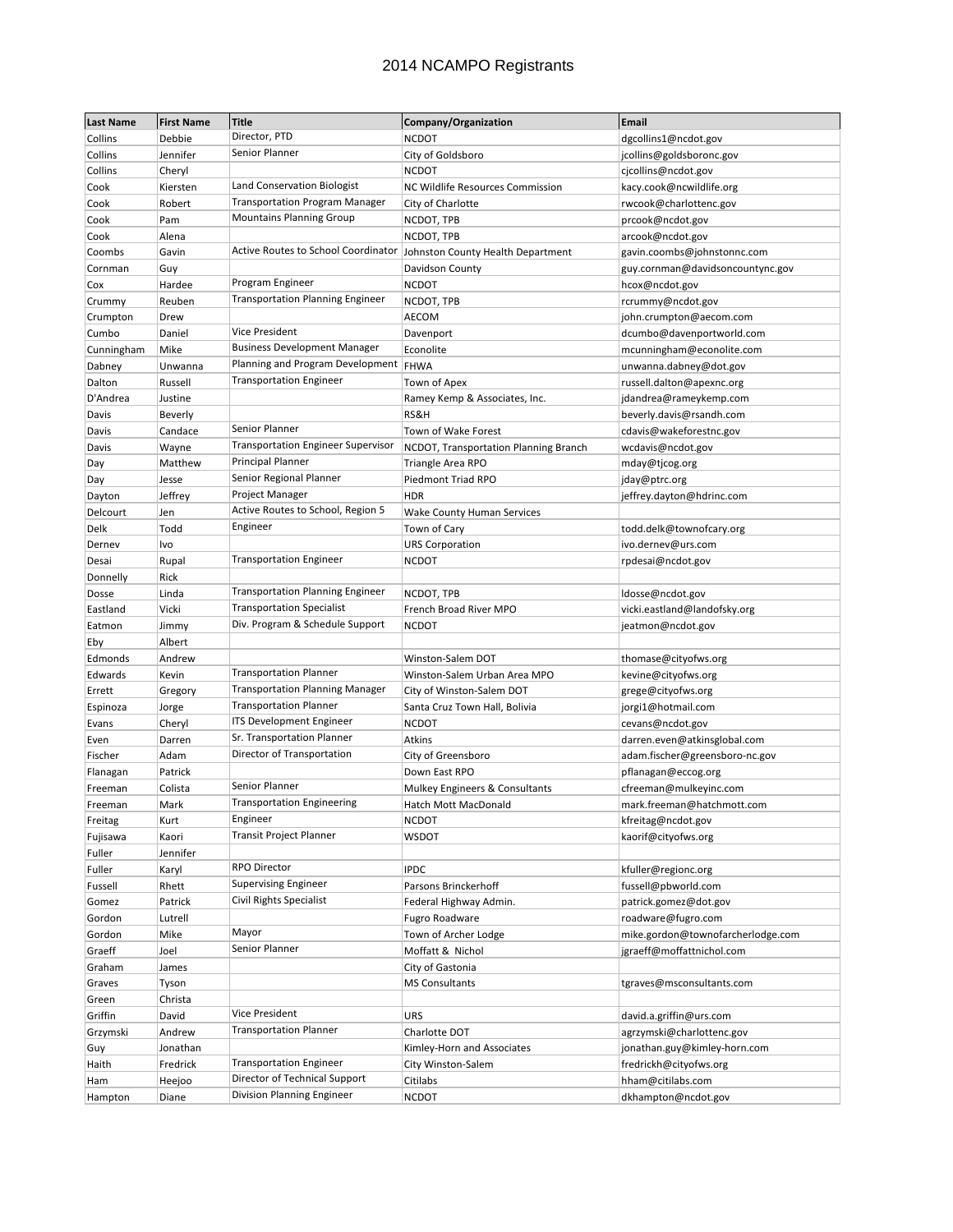# 2014 NCAMPO Registrants

| Last Name | First Name | Title | Company/Organization | Email |
| --- | --- | --- | --- | --- |
| Collins | Debbie | Director, PTD | NCDOT | dgcollins1@ncdot.gov |
| Collins | Jennifer | Senior Planner | City of Goldsboro | jcollins@goldsboronc.gov |
| Collins | Cheryl | | NCDOT | cjcollins@ncdot.gov |
| Cook | Kiersten | Land Conservation Biologist | NC Wildlife Resources Commission | kacy.cook@ncwildlife.org |
| Cook | Robert | Transportation Program Manager | City of Charlotte | rwcook@charlottenc.gov |
| Cook | Pam | Mountains Planning Group | NCDOT, TPB | prcook@ncdot.gov |
| Cook | Alena | | NCDOT, TPB | arcook@ncdot.gov |
| Coombs | Gavin | Active Routes to School Coordinator | Johnston County Health Department | gavin.coombs@johnstonnc.com |
| Cornman | Guy | | Davidson County | guy.cornman@davidsoncountync.gov |
| Cox | Hardee | Program Engineer | NCDOT | hcox@ncdot.gov |
| Crummy | Reuben | Transportation Planning Engineer | NCDOT, TPB | rcrummy@ncdot.gov |
| Crumpton | Drew | | AECOM | john.crumpton@aecom.com |
| Cumbo | Daniel | Vice President | Davenport | dcumbo@davenportworld.com |
| Cunningham | Mike | Business Development Manager | Econolite | mcunningham@econolite.com |
| Dabney | Unwanna | Planning and Program Development | FHWA | unwanna.dabney@dot.gov |
| Dalton | Russell | Transportation Engineer | Town of Apex | russell.dalton@apexnc.org |
| D'Andrea | Justine | | Ramey Kemp & Associates, Inc. | jdandrea@rameykemp.com |
| Davis | Beverly | | RS&H | beverly.davis@rsandh.com |
| Davis | Candace | Senior Planner | Town of Wake Forest | cdavis@wakeforestnc.gov |
| Davis | Wayne | Transportation Engineer Supervisor | NCDOT, Transportation Planning Branch | wcdavis@ncdot.gov |
| Day | Matthew | Principal Planner | Triangle Area RPO | mday@tjcog.org |
| Day | Jesse | Senior Regional Planner | Piedmont Triad RPO | jday@ptrc.org |
| Dayton | Jeffrey | Project Manager | HDR | jeffrey.dayton@hdrinc.com |
| Delcourt | Jen | Active Routes to School, Region 5 | Wake County Human Services | |
| Delk | Todd | Engineer | Town of Cary | todd.delk@townofcary.org |
| Dernev | Ivo | | URS Corporation | ivo.dernev@urs.com |
| Desai | Rupal | Transportation Engineer | NCDOT | rpdesai@ncdot.gov |
| Donnelly | Rick | | | |
| Dosse | Linda | Transportation Planning Engineer | NCDOT, TPB | ldosse@ncdot.gov |
| Eastland | Vicki | Transportation Specialist | French Broad River MPO | vicki.eastland@landofsky.org |
| Eatmon | Jimmy | Div. Program & Schedule Support | NCDOT | jeatmon@ncdot.gov |
| Eby | Albert | | | |
| Edmonds | Andrew | | Winston-Salem DOT | thomase@cityofws.org |
| Edwards | Kevin | Transportation Planner | Winston-Salem Urban Area MPO | kevine@cityofws.org |
| Errett | Gregory | Transportation Planning Manager | City of Winston-Salem DOT | grege@cityofws.org |
| Espinoza | Jorge | Transportation Planner | Santa Cruz Town Hall, Bolivia | jorgi1@hotmail.com |
| Evans | Cheryl | ITS Development Engineer | NCDOT | cevans@ncdot.gov |
| Even | Darren | Sr. Transportation Planner | Atkins | darren.even@atkinsglobal.com |
| Fischer | Adam | Director of Transportation | City of Greensboro | adam.fischer@greensboro-nc.gov |
| Flanagan | Patrick | | Down East RPO | pflanagan@eccog.org |
| Freeman | Colista | Senior Planner | Mulkey Engineers & Consultants | cfreeman@mulkeyinc.com |
| Freeman | Mark | Transportation Engineering | Hatch Mott MacDonald | mark.freeman@hatchmott.com |
| Freitag | Kurt | Engineer | NCDOT | kfreitag@ncdot.gov |
| Fujisawa | Kaori | Transit Project Planner | WSDOT | kaorif@cityofws.org |
| Fuller | Jennifer | | | |
| Fuller | Karyl | RPO Director | IPDC | kfuller@regionc.org |
| Fussell | Rhett | Supervising Engineer | Parsons Brinckerhoff | fussell@pbworld.com |
| Gomez | Patrick | Civil Rights Specialist | Federal Highway Admin. | patrick.gomez@dot.gov |
| Gordon | Lutrell | | Fugro Roadware | roadware@fugro.com |
| Gordon | Mike | Mayor | Town of Archer Lodge | mike.gordon@townofarcherlodge.com |
| Graeff | Joel | Senior Planner | Moffatt & Nichol | jgraeff@moffattnichol.com |
| Graham | James | | City of Gastonia | |
| Graves | Tyson | | MS Consultants | tgraves@msconsultants.com |
| Green | Christa | | | |
| Griffin | David | Vice President | URS | david.a.griffin@urs.com |
| Grzymski | Andrew | Transportation Planner | Charlotte DOT | agrzymski@charlottenc.gov |
| Guy | Jonathan | | Kimley-Horn and Associates | jonathan.guy@kimley-horn.com |
| Haith | Fredrick | Transportation Engineer | City Winston-Salem | fredrickh@cityofws.org |
| Ham | Heejoo | Director of Technical Support | Citilabs | hham@citilabs.com |
| Hampton | Diane | Division Planning Engineer | NCDOT | dkhampton@ncdot.gov |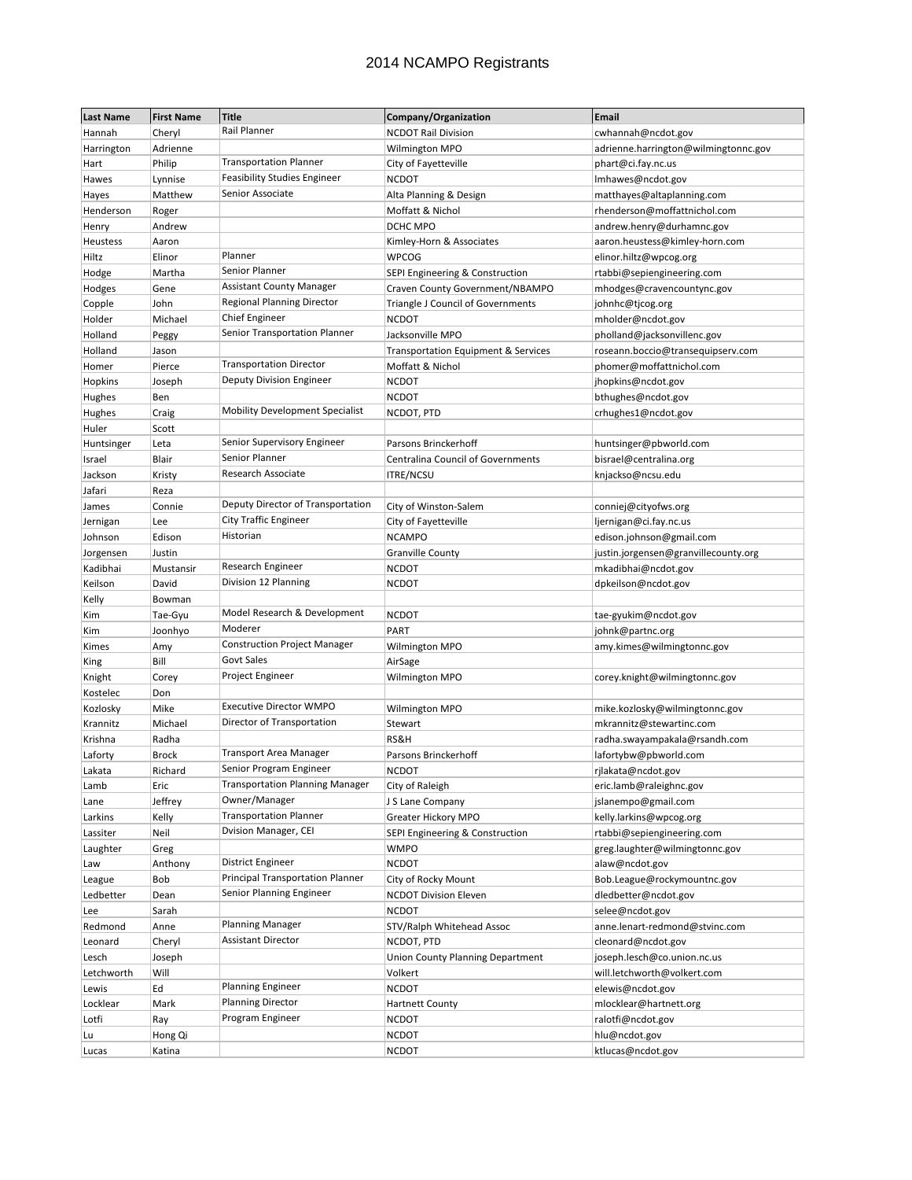# 2014 NCAMPO Registrants

| Last Name | First Name | Title | Company/Organization | Email |
|---|---|---|---|---|
| Hannah | Cheryl | Rail Planner | NCDOT Rail Division | cwhannah@ncdot.gov |
| Harrington | Adrienne | | Wilmington MPO | adrienne.harrington@wilmingtonnc.gov |
| Hart | Philip | Transportation Planner | City of Fayetteville | phart@ci.fay.nc.us |
| Hawes | Lynnise | Feasibility Studies Engineer | NCDOT | lmhawes@ncdot.gov |
| Hayes | Matthew | Senior Associate | Alta Planning & Design | matthayes@altaplanning.com |
| Henderson | Roger | | Moffatt & Nichol | rhenderson@moffattnichol.com |
| Henry | Andrew | | DCHC MPO | andrew.henry@durhamnc.gov |
| Heustess | Aaron | | Kimley-Horn & Associates | aaron.heustess@kimley-horn.com |
| Hiltz | Elinor | Planner | WPCOG | elinor.hiltz@wpcog.org |
| Hodge | Martha | Senior Planner | SEPI Engineering & Construction | rtabbi@sepiengineering.com |
| Hodges | Gene | Assistant County Manager | Craven County Government/NBAMPO | mhodges@cravencountync.gov |
| Copple | John | Regional Planning Director | Triangle J Council of Governments | johnhc@tjcog.org |
| Holder | Michael | Chief Engineer | NCDOT | mholder@ncdot.gov |
| Holland | Peggy | Senior Transportation Planner | Jacksonville MPO | pholland@jacksonvillenc.gov |
| Holland | Jason | | Transportation Equipment & Services | roseann.boccio@transequipserv.com |
| Homer | Pierce | Transportation Director | Moffatt & Nichol | phomer@moffattnichol.com |
| Hopkins | Joseph | Deputy Division Engineer | NCDOT | jhopkins@ncdot.gov |
| Hughes | Ben | | NCDOT | bthughes@ncdot.gov |
| Hughes | Craig | Mobility Development Specialist | NCDOT, PTD | crhughes1@ncdot.gov |
| Huler | Scott | | | |
| Huntsinger | Leta | Senior Supervisory Engineer | Parsons Brinckerhoff | huntsinger@pbworld.com |
| Israel | Blair | Senior Planner | Centralina Council of Governments | bisrael@centralina.org |
| Jackson | Kristy | Research Associate | ITRE/NCSU | knjackso@ncsu.edu |
| Jafari | Reza | | | |
| James | Connie | Deputy Director of Transportation | City of Winston-Salem | conniej@cityofws.org |
| Jernigan | Lee | City Traffic Engineer | City of Fayetteville | ljernigan@ci.fay.nc.us |
| Johnson | Edison | Historian | NCAMPO | edison.johnson@gmail.com |
| Jorgensen | Justin | | Granville County | justin.jorgensen@granvillecounty.org |
| Kadibhai | Mustansir | Research Engineer | NCDOT | mkadibhai@ncdot.gov |
| Keilson | David | Division 12 Planning | NCDOT | dpkeilson@ncdot.gov |
| Kelly | Bowman | | | |
| Kim | Tae-Gyu | Model Research & Development | NCDOT | tae-gyukim@ncdot.gov |
| Kim | Joonhyo | Moderer | PART | johnk@partnc.org |
| Kimes | Amy | Construction Project Manager | Wilmington MPO | amy.kimes@wilmingtonnc.gov |
| King | Bill | Govt Sales | AirSage | |
| Knight | Corey | Project Engineer | Wilmington MPO | corey.knight@wilmingtonnc.gov |
| Kostelec | Don | | | |
| Kozlosky | Mike | Executive Director WMPO | Wilmington MPO | mike.kozlosky@wilmingtonnc.gov |
| Krannitz | Michael | Director of Transportation | Stewart | mkrannitz@stewartinc.com |
| Krishna | Radha | | RS&H | radha.swayampakala@rsandh.com |
| Laforty | Brock | Transport Area Manager | Parsons Brinckerhoff | lafortybw@pbworld.com |
| Lakata | Richard | Senior Program Engineer | NCDOT | rjlakata@ncdot.gov |
| Lamb | Eric | Transportation Planning Manager | City of Raleigh | eric.lamb@raleighnc.gov |
| Lane | Jeffrey | Owner/Manager | J S Lane Company | jslanempo@gmail.com |
| Larkins | Kelly | Transportation Planner | Greater Hickory MPO | kelly.larkins@wpcog.org |
| Lassiter | Neil | Dvision Manager, CEI | SEPI Engineering & Construction | rtabbi@sepiengineering.com |
| Laughter | Greg | | WMPO | greg.laughter@wilmingtonnc.gov |
| Law | Anthony | District Engineer | NCDOT | alaw@ncdot.gov |
| League | Bob | Principal Transportation Planner | City of Rocky Mount | Bob.League@rockymountnc.gov |
| Ledbetter | Dean | Senior Planning Engineer | NCDOT Division Eleven | dledbetter@ncdot.gov |
| Lee | Sarah | | NCDOT | selee@ncdot.gov |
| Redmond | Anne | Planning Manager | STV/Ralph Whitehead Assoc | anne.lenart-redmond@stvinc.com |
| Leonard | Cheryl | Assistant Director | NCDOT, PTD | cleonard@ncdot.gov |
| Lesch | Joseph | | Union County Planning Department | joseph.lesch@co.union.nc.us |
| Letchworth | Will | | Volkert | will.letchworth@volkert.com |
| Lewis | Ed | Planning Engineer | NCDOT | elewis@ncdot.gov |
| Locklear | Mark | Planning Director | Hartnett County | mlocklear@hartnett.org |
| Lotfi | Ray | Program Engineer | NCDOT | ralotfi@ncdot.gov |
| Lu | Hong Qi | | NCDOT | hlu@ncdot.gov |
| Lucas | Katina | | NCDOT | ktlucas@ncdot.gov |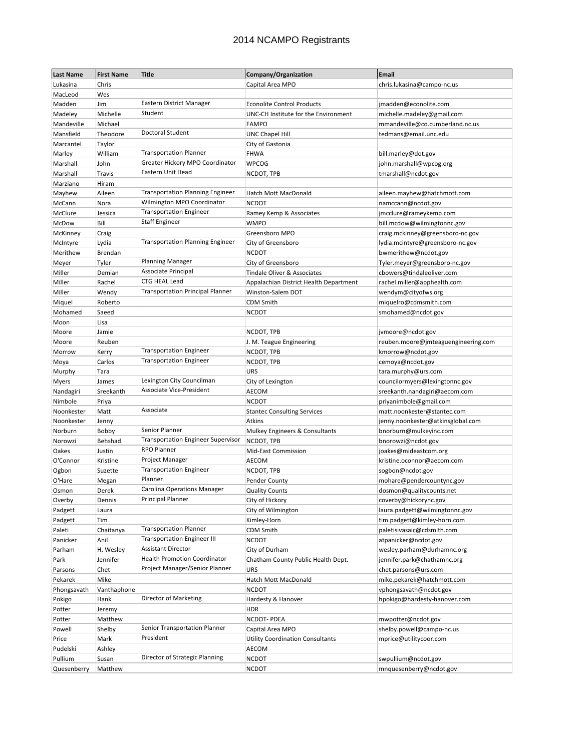# 2014 NCAMPO Registrants

| Last Name | First Name | Title | Company/Organization | Email |
|---|---|---|---|---|
| Lukasina | Chris | | Capital Area MPO | chris.lukasina@campo-nc.us |
| MacLeod | Wes | | | |
| Madden | Jim | Eastern District Manager | Econolite Control Products | jmadden@econolite.com |
| Madeley | Michelle | Student | UNC-CH Institute for the Environment | michelle.madeley@gmail.com |
| Mandeville | Michael | | FAMPO | mmandeville@co.cumberland.nc.us |
| Mansfield | Theodore | Doctoral Student | UNC Chapel Hill | tedmans@email.unc.edu |
| Marcantel | Taylor | | City of Gastonia | |
| Marley | William | Transportation Planner | FHWA | bill.marley@dot.gov |
| Marshall | John | Greater Hickory MPO Coordinator | WPCOG | john.marshall@wpcog.org |
| Marshall | Travis | Eastern Unit Head | NCDOT, TPB | tmarshall@ncdot.gov |
| Marziano | Hiram | | | |
| Mayhew | Aileen | Transportation Planning Engineer | Hatch Mott MacDonald | aileen.mayhew@hatchmott.com |
| McCann | Nora | Wilmington MPO Coordinator | NCDOT | namccann@ncdot.gov |
| McClure | Jessica | Transportation Engineer | Ramey Kemp & Associates | jmcclure@rameykemp.com |
| McDow | Bill | Staff Engineer | WMPO | bill.mcdow@wilmingtonnc.gov |
| McKinney | Craig | | Greensboro MPO | craig.mckinney@greensboro-nc.gov |
| McIntyre | Lydia | Transportation Planning Engineer | City of Greensboro | lydia.mcintyre@greensboro-nc.gov |
| Merithew | Brendan | | NCDOT | bwmerithew@ncdot.gov |
| Meyer | Tyler | Planning Manager | City of Greensboro | Tyler.meyer@greensboro-nc.gov |
| Miller | Demian | Associate Principal | Tindale Oliver & Associates | cbowers@tindaleoliver.com |
| Miller | Rachel | CTG HEAL Lead | Appalachian District Health Department | rachel.miller@apphealth.com |
| Miller | Wendy | Transportation Principal Planner | Winston-Salem DOT | wendym@cityofws.org |
| Miquel | Roberto | | CDM Smith | miquelro@cdmsmith.com |
| Mohamed | Saeed | | NCDOT | smohamed@ncdot.gov |
| Moon | Lisa | | | |
| Moore | Jamie | | NCDOT, TPB | jvmoore@ncdot.gov |
| Moore | Reuben | | J. M. Teague Engineering | reuben.moore@jmteagueengineering.com |
| Morrow | Kerry | Transportation Engineer | NCDOT, TPB | kmorrow@ncdot.gov |
| Moya | Carlos | Transportation Engineer | NCDOT, TPB | cemoya@ncdot.gov |
| Murphy | Tara | | URS | tara.murphy@urs.com |
| Myers | James | Lexington City Councilman | City of Lexington | councilormyers@lexingtonnc.gov |
| Nandagiri | Sreekanth | Associate Vice-President | AECOM | sreekanth.nandagiri@aecom.com |
| Nimbole | Priya | | NCDOT | priyanimbole@gmail.com |
| Noonkester | Matt | Associate | Stantec Consulting Services | matt.noonkester@stantec.com |
| Noonkester | Jenny | | Atkins | jenny.noonkester@atkinsglobal.com |
| Norburn | Bobby | Senior Planner | Mulkey Engineers & Consultants | bnorburn@mulkeyinc.com |
| Norowzi | Behshad | Transportation Engineer Supervisor | NCDOT, TPB | bnorowzi@ncdot.gov |
| Oakes | Justin | RPO Planner | Mid-East Commission | joakes@mideastcom.org |
| O'Connor | Kristine | Project Manager | AECOM | kristine.oconnor@aecom.com |
| Ogbon | Suzette | Transportation Engineer | NCDOT, TPB | sogbon@ncdot.gov |
| O'Hare | Megan | Planner | Pender County | mohare@pendercountync.gov |
| Osmon | Derek | Carolina Operations Manager | Quality Counts | dosmon@qualitycounts.net |
| Overby | Dennis | Principal Planner | City of Hickory | coverby@hickorync.gov |
| Padgett | Laura | | City of Wilmington | laura.padgett@wilmingtonnc.gov |
| Padgett | Tim | | Kimley-Horn | tim.padgett@kimley-horn.com |
| Paleti | Chaitanya | Transportation Planner | CDM Smith | paletisivasaic@cdsmith.com |
| Panicker | Anil | Transportation Engineer III | NCDOT | atpanicker@ncdot.gov |
| Parham | H. Wesley | Assistant Director | City of Durham | wesley.parham@durhamnc.org |
| Park | Jennifer | Health Promotion Coordinator | Chatham County Public Health Dept. | jennifer.park@chathamnc.org |
| Parsons | Chet | Project Manager/Senior Planner | URS | chet.parsons@urs.com |
| Pekarek | Mike | | Hatch Mott MacDonald | mike.pekarek@hatchmott.com |
| Phongsavath | Vanthaphone | | NCDOT | vphongsavath@ncdot.gov |
| Pokigo | Hank | Director of Marketing | Hardesty & Hanover | hpokigo@hardesty-hanover.com |
| Potter | Jeremy | | HDR | |
| Potter | Matthew | | NCDOT- PDEA | mwpotter@ncdot.gov |
| Powell | Shelby | Senior Transportation Planner | Capital Area MPO | shelby.powell@campo-nc.us |
| Price | Mark | President | Utility Coordination Consultants | mprice@utilitycoor.com |
| Pudelski | Ashley | | AECOM | |
| Pullium | Susan | Director of Strategic Planning | NCDOT | swpullium@ncdot.gov |
| Quesenberry | Matthew | | NCDOT | mnquesenberry@ncdot.gov |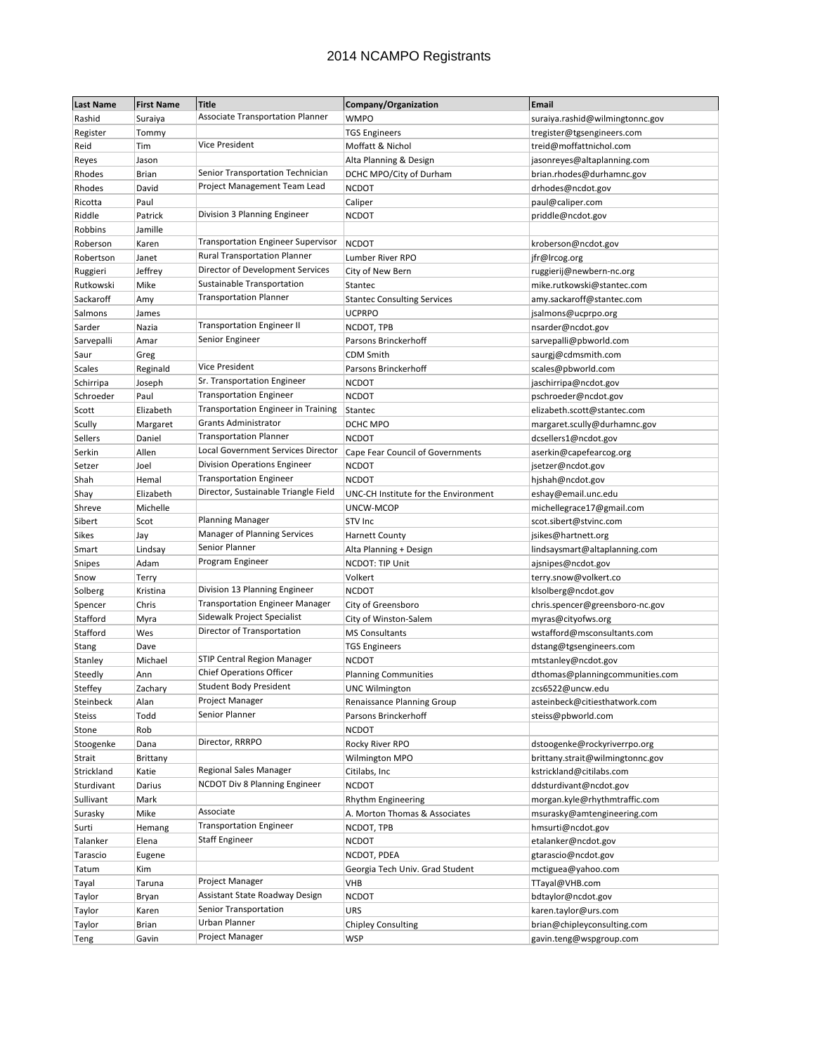# 2014 NCAMPO Registrants

| Last Name | First Name | Title | Company/Organization | Email |
|---|---|---|---|---|
| Rashid | Suraiya | Associate Transportation Planner | WMPO | suraiya.rashid@wilmingtonnc.gov |
| Register | Tommy | | TGS Engineers | tregister@tgsengineers.com |
| Reid | Tim | Vice President | Moffatt & Nichol | treid@moffattnichol.com |
| Reyes | Jason | | Alta Planning & Design | jasonreyes@altaplanning.com |
| Rhodes | Brian | Senior Transportation Technician | DCHC MPO/City of Durham | brian.rhodes@durhamnc.gov |
| Rhodes | David | Project Management Team Lead | NCDOT | drhodes@ncdot.gov |
| Ricotta | Paul | | Caliper | paul@caliper.com |
| Riddle | Patrick | Division 3 Planning Engineer | NCDOT | priddle@ncdot.gov |
| Robbins | Jamille | | | |
| Roberson | Karen | Transportation Engineer Supervisor | NCDOT | kroberson@ncdot.gov |
| Robertson | Janet | Rural Transportation Planner | Lumber River RPO | jfr@lrcog.org |
| Ruggieri | Jeffrey | Director of Development Services | City of New Bern | ruggierij@newbern-nc.org |
| Rutkowski | Mike | Sustainable Transportation | Stantec | mike.rutkowski@stantec.com |
| Sackaroff | Amy | Transportation Planner | Stantec Consulting Services | amy.sackaroff@stantec.com |
| Salmons | James | | UCPRPO | jsalmons@ucprpo.org |
| Sarder | Nazia | Transportation Engineer II | NCDOT, TPB | nsarder@ncdot.gov |
| Sarvepalli | Amar | Senior Engineer | Parsons Brinckerhoff | sarvepalli@pbworld.com |
| Saur | Greg | | CDM Smith | saurgj@cdmsmith.com |
| Scales | Reginald | Vice President | Parsons Brinckerhoff | scales@pbworld.com |
| Schirripa | Joseph | Sr. Transportation Engineer | NCDOT | jaschirripa@ncdot.gov |
| Schroeder | Paul | Transportation Engineer | NCDOT | pschroeder@ncdot.gov |
| Scott | Elizabeth | Transportation Engineer in Training | Stantec | elizabeth.scott@stantec.com |
| Scully | Margaret | Grants Administrator | DCHC MPO | margaret.scully@durhamnc.gov |
| Sellers | Daniel | Transportation Planner | NCDOT | dcsellers1@ncdot.gov |
| Serkin | Allen | Local Government Services Director | Cape Fear Council of Governments | aserkin@capefearcog.org |
| Setzer | Joel | Division Operations Engineer | NCDOT | jsetzer@ncdot.gov |
| Shah | Hemal | Transportation Engineer | NCDOT | hjshah@ncdot.gov |
| Shay | Elizabeth | Director, Sustainable Triangle Field | UNC-CH Institute for the Environment | eshay@email.unc.edu |
| Shreve | Michelle | | UNCW-MCOP | michellegrace17@gmail.com |
| Sibert | Scot | Planning Manager | STV Inc | scot.sibert@stvinc.com |
| Sikes | Jay | Manager of Planning Services | Harnett County | jsikes@hartnett.org |
| Smart | Lindsay | Senior Planner | Alta Planning + Design | lindsaysmart@altaplanning.com |
| Snipes | Adam | Program Engineer | NCDOT: TIP Unit | ajsnipes@ncdot.gov |
| Snow | Terry | | Volkert | terry.snow@volkert.co |
| Solberg | Kristina | Division 13 Planning Engineer | NCDOT | klsolberg@ncdot.gov |
| Spencer | Chris | Transportation Engineer Manager | City of Greensboro | chris.spencer@greensboro-nc.gov |
| Stafford | Myra | Sidewalk Project Specialist | City of Winston-Salem | myras@cityofws.org |
| Stafford | Wes | Director of Transportation | MS Consultants | wstafford@msconsultants.com |
| Stang | Dave | | TGS Engineers | dstang@tgsengineers.com |
| Stanley | Michael | STIP Central Region Manager | NCDOT | mtstanley@ncdot.gov |
| Steedly | Ann | Chief Operations Officer | Planning Communities | dthomas@planningcommunities.com |
| Steffey | Zachary | Student Body President | UNC Wilmington | zcs6522@uncw.edu |
| Steinbeck | Alan | Project Manager | Renaissance Planning Group | asteinbeck@citiesthatwork.com |
| Steiss | Todd | Senior Planner | Parsons Brinckerhoff | steiss@pbworld.com |
| Stone | Rob | | NCDOT | |
| Stoogenke | Dana | Director, RRRPO | Rocky River RPO | dstoogenke@rockyriverrpo.org |
| Strait | Brittany | | Wilmington MPO | brittany.strait@wilmingtonnc.gov |
| Strickland | Katie | Regional Sales Manager | Citilabs, Inc | kstrickland@citilabs.com |
| Sturdivant | Darius | NCDOT Div 8 Planning Engineer | NCDOT | ddsturdivant@ncdot.gov |
| Sullivant | Mark | | Rhythm Engineering | morgan.kyle@rhythmtraffic.com |
| Surasky | Mike | Associate | A. Morton Thomas & Associates | msurasky@amtengineering.com |
| Surti | Hemang | Transportation Engineer | NCDOT, TPB | hmsurti@ncdot.gov |
| Talanker | Elena | Staff Engineer | NCDOT | etalanker@ncdot.gov |
| Tarascio | Eugene | | NCDOT, PDEA | gtarascio@ncdot.gov |
| Tatum | Kim | | Georgia Tech Univ. Grad Student | mctiguea@yahoo.com |
| Tayal | Taruna | Project Manager | VHB | TTayal@VHB.com |
| Taylor | Bryan | Assistant State Roadway Design | NCDOT | bdtaylor@ncdot.gov |
| Taylor | Karen | Senior Transportation | URS | karen.taylor@urs.com |
| Taylor | Brian | Urban Planner | Chipley Consulting | brian@chipleyconsulting.com |
| Teng | Gavin | Project Manager | WSP | gavin.teng@wspgroup.com |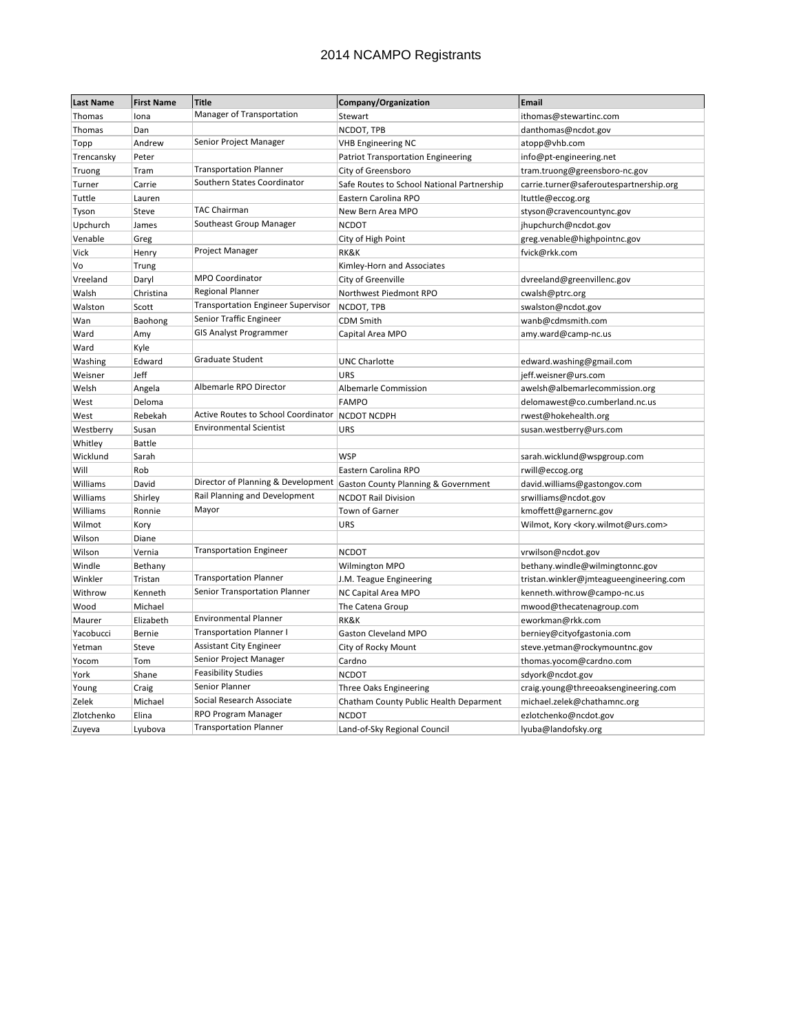# 2014 NCAMPO Registrants

| Last Name | First Name | Title | Company/Organization | Email |
|---|---|---|---|---|
| Thomas | Iona | Manager of Transportation | Stewart | ithomas@stewartinc.com |
| Thomas | Dan | | NCDOT, TPB | danthomas@ncdot.gov |
| Topp | Andrew | Senior Project Manager | VHB Engineering NC | atopp@vhb.com |
| Trencansky | Peter | | Patriot Transportation Engineering | info@pt-engineering.net |
| Truong | Tram | Transportation Planner | City of Greensboro | tram.truong@greensboro-nc.gov |
| Turner | Carrie | Southern States Coordinator | Safe Routes to School National Partnership | carrie.turner@saferoutespartnership.org |
| Tuttle | Lauren | | Eastern Carolina RPO | ltuttle@eccog.org |
| Tyson | Steve | TAC Chairman | New Bern Area MPO | styson@cravencountync.gov |
| Upchurch | James | Southeast Group Manager | NCDOT | jhupchurch@ncdot.gov |
| Venable | Greg | | City of High Point | greg.venable@highpointnc.gov |
| Vick | Henry | Project Manager | RK&K | fvick@rkk.com |
| Vo | Trung | | Kimley-Horn and Associates | |
| Vreeland | Daryl | MPO Coordinator | City of Greenville | dvreeland@greenvillenc.gov |
| Walsh | Christina | Regional Planner | Northwest Piedmont RPO | cwalsh@ptrc.org |
| Walston | Scott | Transportation Engineer Supervisor | NCDOT, TPB | swalston@ncdot.gov |
| Wan | Baohong | Senior Traffic Engineer | CDM Smith | wanb@cdmsmith.com |
| Ward | Amy | GIS Analyst Programmer | Capital Area MPO | amy.ward@camp-nc.us |
| Ward | Kyle | | | |
| Washing | Edward | Graduate Student | UNC Charlotte | edward.washing@gmail.com |
| Weisner | Jeff | | URS | jeff.weisner@urs.com |
| Welsh | Angela | Albemarle RPO Director | Albemarle Commission | awelsh@albemarlecommission.org |
| West | Deloma | | FAMPO | delomawest@co.cumberland.nc.us |
| West | Rebekah | Active Routes to School Coordinator | NCDOT NCDPH | rwest@hokehealth.org |
| Westberry | Susan | Environmental Scientist | URS | susan.westberry@urs.com |
| Whitley | Battle | | | |
| Wicklund | Sarah | | WSP | sarah.wicklund@wspgroup.com |
| Will | Rob | | Eastern Carolina RPO | rwill@eccog.org |
| Williams | David | Director of Planning & Development | Gaston County Planning & Government | david.williams@gastongov.com |
| Williams | Shirley | Rail Planning and Development | NCDOT Rail Division | srwilliams@ncdot.gov |
| Williams | Ronnie | Mayor | Town of Garner | kmoffett@garnernc.gov |
| Wilmot | Kory | | URS | Wilmot, Kory <kory.wilmot@urs.com> |
| Wilson | Diane | | | |
| Wilson | Vernia | Transportation Engineer | NCDOT | vrwilson@ncdot.gov |
| Windle | Bethany | | Wilmington MPO | bethany.windle@wilmingtonnc.gov |
| Winkler | Tristan | Transportation Planner | J.M. Teague Engineering | tristan.winkler@jmteagueengineering.com |
| Withrow | Kenneth | Senior Transportation Planner | NC Capital Area MPO | kenneth.withrow@campo-nc.us |
| Wood | Michael | | The Catena Group | mwood@thecatenagroup.com |
| Maurer | Elizabeth | Environmental Planner | RK&K | eworkman@rkk.com |
| Yacobucci | Bernie | Transportation Planner I | Gaston Cleveland MPO | berniey@cityofgastonia.com |
| Yetman | Steve | Assistant City Engineer | City of Rocky Mount | steve.yetman@rockymountnc.gov |
| Yocom | Tom | Senior Project Manager | Cardno | thomas.yocom@cardno.com |
| York | Shane | Feasibility Studies | NCDOT | sdyork@ncdot.gov |
| Young | Craig | Senior Planner | Three Oaks Engineering | craig.young@threeoaksengineering.com |
| Zelek | Michael | Social Research Associate | Chatham County Public Health Deparment | michael.zelek@chathamnc.org |
| Zlotchenko | Elina | RPO Program Manager | NCDOT | ezlotchenko@ncdot.gov |
| Zuyeva | Lyubova | Transportation Planner | Land-of-Sky Regional Council | lyuba@landofsky.org |